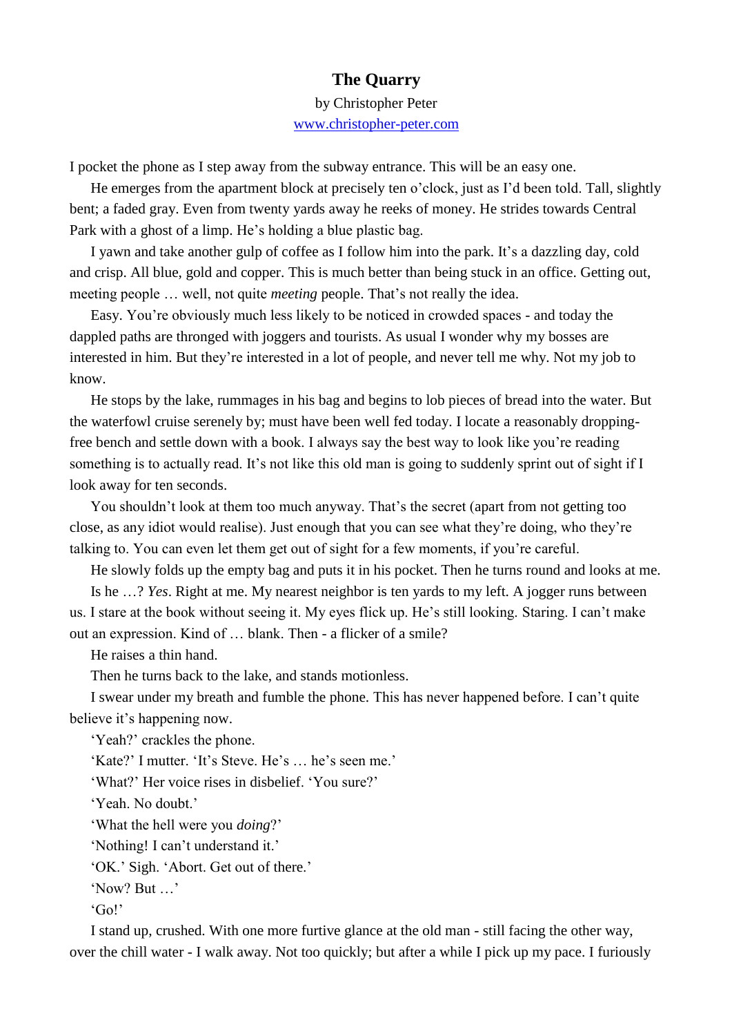# The Quarry

by Christopher Peter

www.christopher-peter.com

I pocket the phone as I step away from the subway entrance. This will be an easy one.

He emerges from the apartment block at precisely ten o'clock, just as I'd been told. Tall, slightly bent; a faded gray. Even from twenty yards away he reeks of money. He strides towards Central Park with a ghost of a limp. He's holding a blue plastic bag.

I yawn and take another gulp of coffee as I follow him into the park. It's a dazzling day, cold and crisp. All blue, gold and copper. This is much better than being stuck in an office. Getting out, meeting people … well, not quite *meeting* people. That's not really the idea.

Easy. You're obviously much less likely to be noticed in crowded spaces - and today the dappled paths are thronged with joggers and tourists. As usual I wonder why my bosses are interested in him. But they're interested in a lot of people, and never tell me why. Not my job to know.

He stops by the lake, rummages in his bag and begins to lob pieces of bread into the water. But the waterfowl cruise serenely by; must have been well fed today. I locate a reasonably dropping-free bench and settle down with a book. I always say the best way to look like you're reading something is to actually read. It's not like this old man is going to suddenly sprint out of sight if I look away for ten seconds.

You shouldn't look at them too much anyway. That's the secret (apart from not getting too close, as any idiot would realise). Just enough that you can see what they're doing, who they're talking to. You can even let them get out of sight for a few moments, if you're careful.

He slowly folds up the empty bag and puts it in his pocket. Then he turns round and looks at me.

Is he …? *Yes*. Right at me. My nearest neighbor is ten yards to my left. A jogger runs between us. I stare at the book without seeing it. My eyes flick up. He's still looking. Staring. I can't make out an expression. Kind of … blank. Then - a flicker of a smile?

He raises a thin hand.

Then he turns back to the lake, and stands motionless.

I swear under my breath and fumble the phone. This has never happened before. I can't quite believe it's happening now.

'Yeah?' crackles the phone.

'Kate?' I mutter. 'It's Steve. He's … he's seen me.'

'What?' Her voice rises in disbelief. 'You sure?'

'Yeah. No doubt.'

'What the hell were you *doing*?'

'Nothing! I can't understand it.'

'OK.' Sigh. 'Abort. Get out of there.'

'Now? But …'

'Go!'

I stand up, crushed. With one more furtive glance at the old man - still facing the other way, over the chill water - I walk away. Not too quickly; but after a while I pick up my pace. I furiously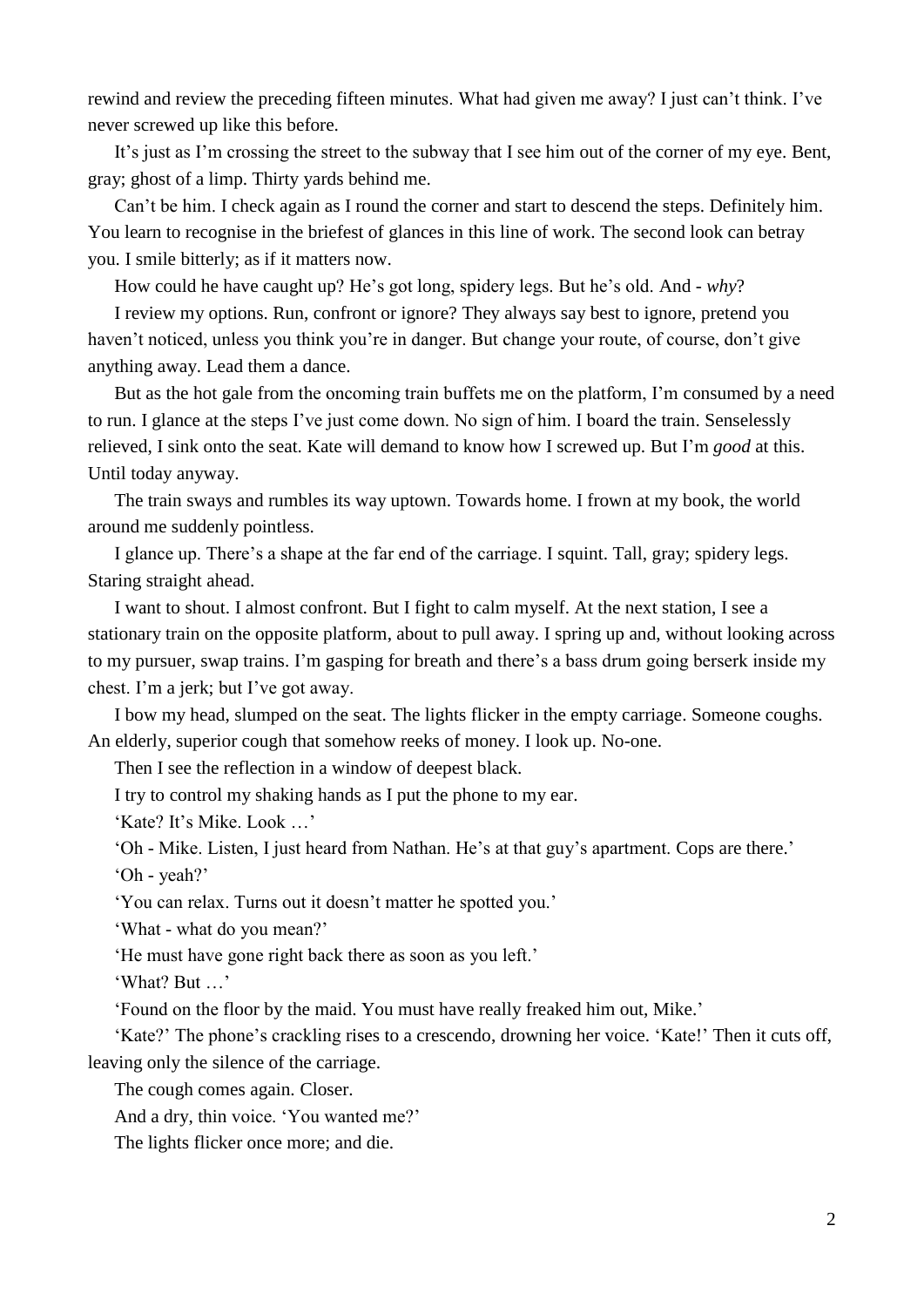rewind and review the preceding fifteen minutes. What had given me away? I just can't think. I've never screwed up like this before.

It's just as I'm crossing the street to the subway that I see him out of the corner of my eye. Bent, gray; ghost of a limp. Thirty yards behind me.

Can't be him. I check again as I round the corner and start to descend the steps. Definitely him. You learn to recognise in the briefest of glances in this line of work. The second look can betray you. I smile bitterly; as if it matters now.

How could he have caught up? He's got long, spidery legs. But he's old. And - *why*?

I review my options. Run, confront or ignore? They always say best to ignore, pretend you haven't noticed, unless you think you're in danger. But change your route, of course, don't give anything away. Lead them a dance.

But as the hot gale from the oncoming train buffets me on the platform, I'm consumed by a need to run. I glance at the steps I've just come down. No sign of him. I board the train. Senselessly relieved, I sink onto the seat. Kate will demand to know how I screwed up. But I'm *good* at this. Until today anyway.

The train sways and rumbles its way uptown. Towards home. I frown at my book, the world around me suddenly pointless.

I glance up. There's a shape at the far end of the carriage. I squint. Tall, gray; spidery legs. Staring straight ahead.

I want to shout. I almost confront. But I fight to calm myself. At the next station, I see a stationary train on the opposite platform, about to pull away. I spring up and, without looking across to my pursuer, swap trains. I'm gasping for breath and there's a bass drum going berserk inside my chest. I'm a jerk; but I've got away.

I bow my head, slumped on the seat. The lights flicker in the empty carriage. Someone coughs. An elderly, superior cough that somehow reeks of money. I look up. No-one.

Then I see the reflection in a window of deepest black.

I try to control my shaking hands as I put the phone to my ear.

'Kate? It's Mike. Look …'

'Oh - Mike. Listen, I just heard from Nathan. He's at that guy's apartment. Cops are there.'

'Oh - yeah?'

'You can relax. Turns out it doesn't matter he spotted you.'

'What - what do you mean?'

'He must have gone right back there as soon as you left.'

'What? But …'

'Found on the floor by the maid. You must have really freaked him out, Mike.'

'Kate?' The phone's crackling rises to a crescendo, drowning her voice. 'Kate!' Then it cuts off, leaving only the silence of the carriage.

The cough comes again. Closer.

And a dry, thin voice. 'You wanted me?'

The lights flicker once more; and die.